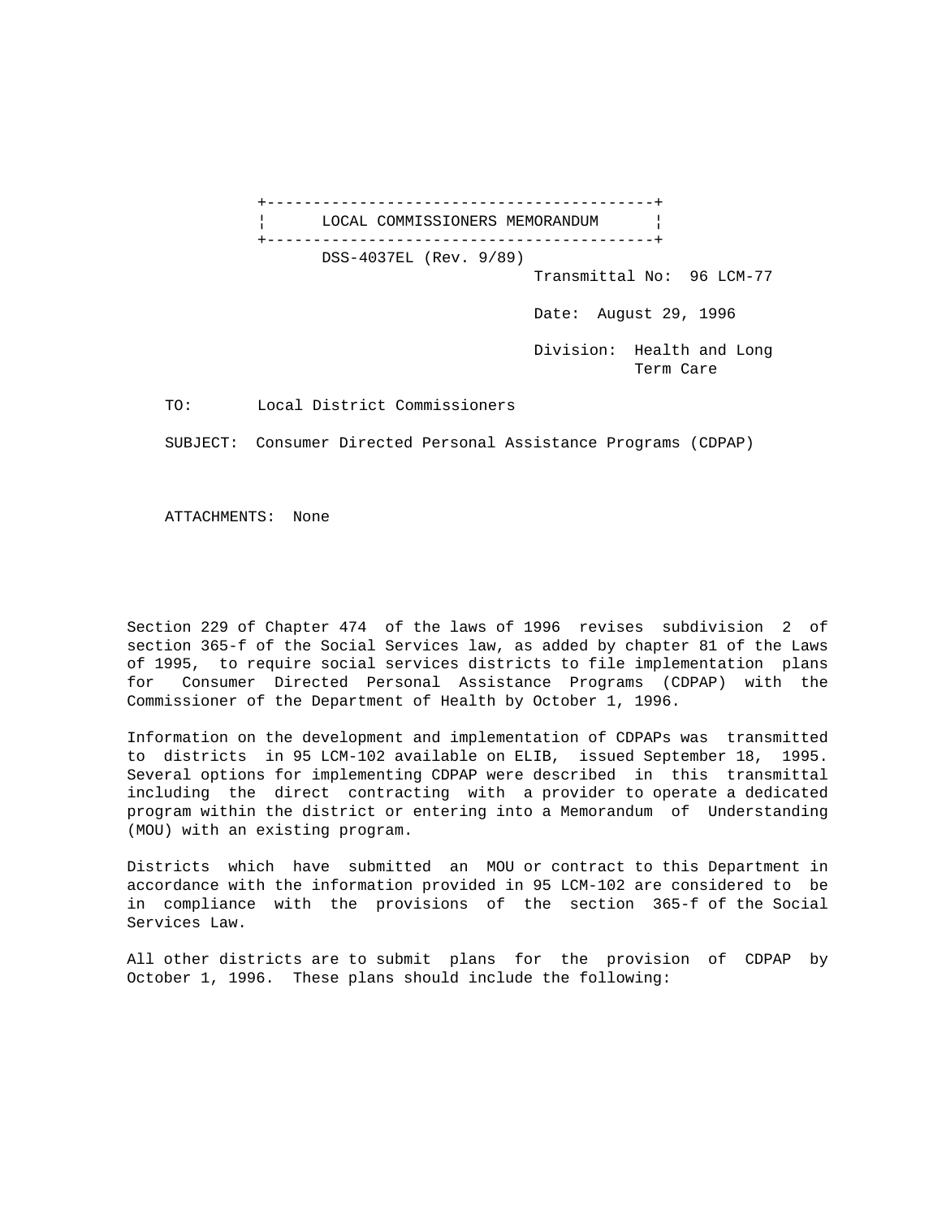# LOCAL COMMISSIONERS MEMORANDUM

DSS-4037EL (Rev. 9/89)

Transmittal No: 96 LCM-77

Date: August 29, 1996

Division: Health and Long Term Care

TO: Local District Commissioners

SUBJECT: Consumer Directed Personal Assistance Programs (CDPAP)

ATTACHMENTS: None

Section 229 of Chapter 474 of the laws of 1996 revises subdivision 2 of section 365-f of the Social Services law, as added by chapter 81 of the Laws of 1995, to require social services districts to file implementation plans for Consumer Directed Personal Assistance Programs (CDPAP) with the Commissioner of the Department of Health by October 1, 1996.

Information on the development and implementation of CDPAPs was transmitted to districts in 95 LCM-102 available on ELIB, issued September 18, 1995. Several options for implementing CDPAP were described in this transmittal including the direct contracting with a provider to operate a dedicated program within the district or entering into a Memorandum of Understanding (MOU) with an existing program.

Districts which have submitted an MOU or contract to this Department in accordance with the information provided in 95 LCM-102 are considered to be in compliance with the provisions of the section 365-f of the Social Services Law.

All other districts are to submit plans for the provision of CDPAP by October 1, 1996. These plans should include the following: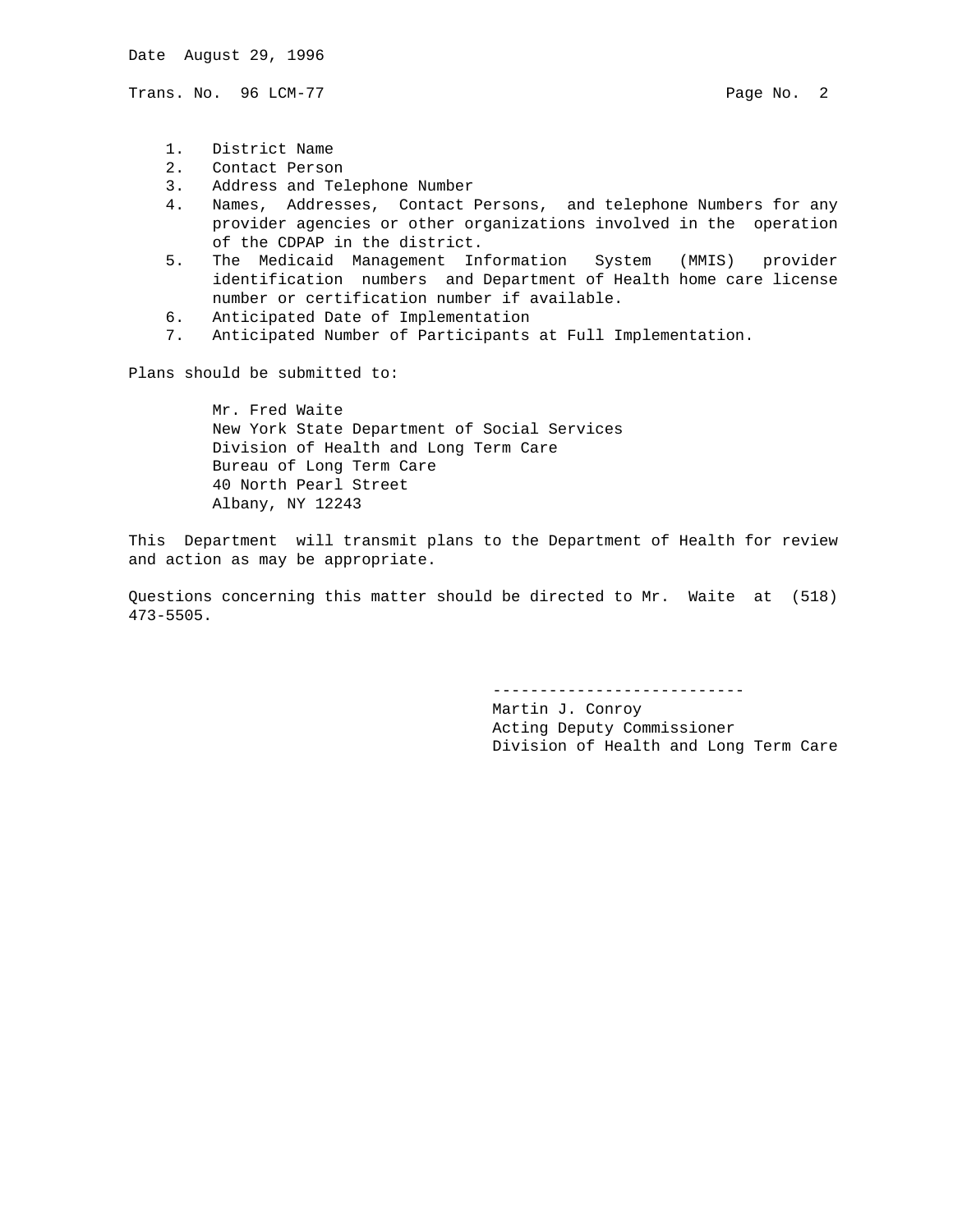1. District Name
2. Contact Person
3. Address and Telephone Number
4. Names, Addresses, Contact Persons, and telephone Numbers for any provider agencies or other organizations involved in the operation of the CDPAP in the district.
5. The Medicaid Management Information System (MMIS) provider identification numbers and Department of Health home care license number or certification number if available.
6. Anticipated Date of Implementation
7. Anticipated Number of Participants at Full Implementation.

Plans should be submitted to:

Mr. Fred Waite
New York State Department of Social Services
Division of Health and Long Term Care
Bureau of Long Term Care
40 North Pearl Street
Albany, NY 12243

This Department will transmit plans to the Department of Health for review and action as may be appropriate.

Questions concerning this matter should be directed to Mr. Waite at (518) 473-5505.

---------------------------
Martin J. Conroy
Acting Deputy Commissioner
Division of Health and Long Term Care